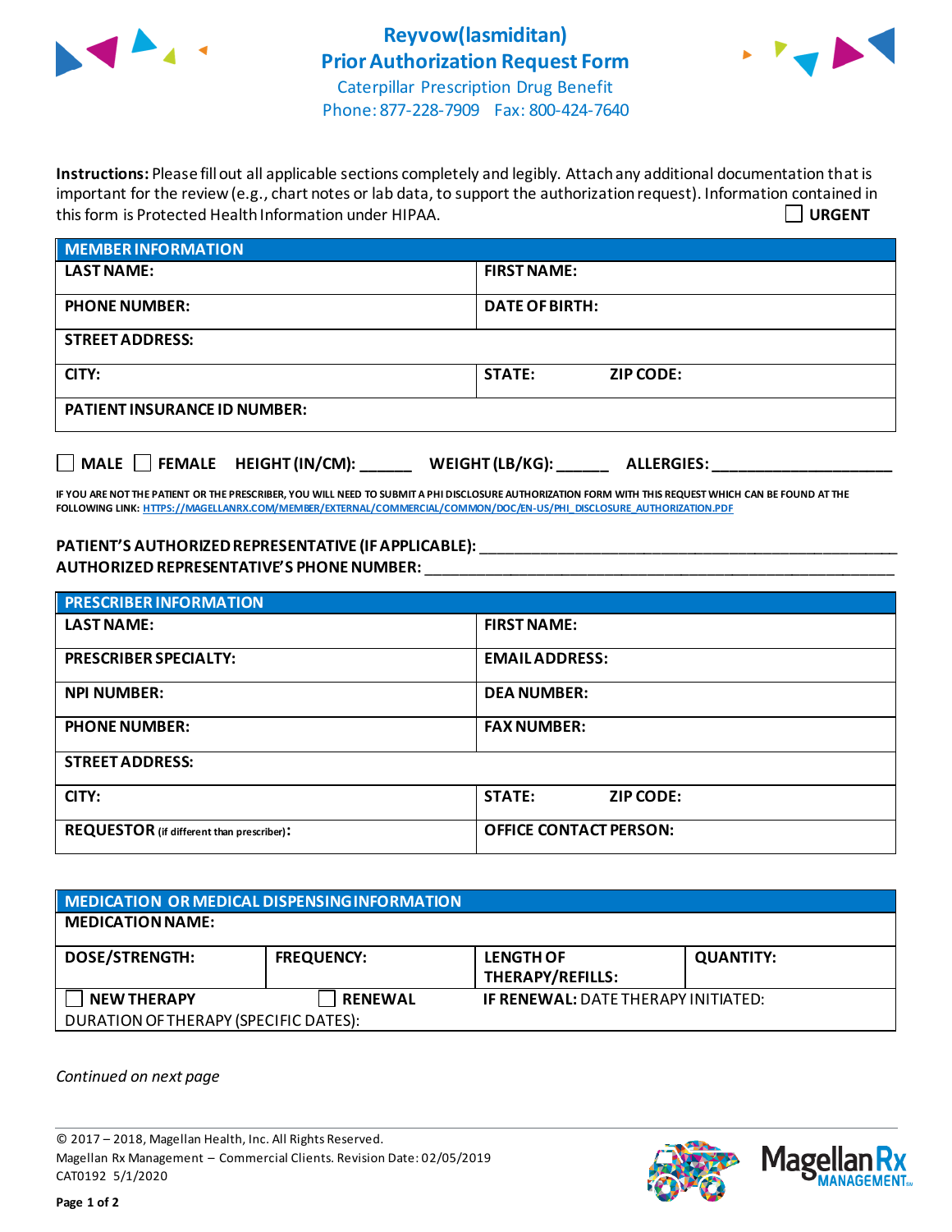# Reyvow(lasmiditan) Prior Authorization Request Form

Caterpillar Prescription Drug Benefit
Phone: 877-228-7909 Fax: 800-424-7640

**Instructions:** Please fill out all applicable sections completely and legibly. Attach any additional documentation that is important for the review (e.g., chart notes or lab data, to support the authorization request). Information contained in this form is Protected Health Information under HIPAA.

☐ **URGENT**

| MEMBER INFORMATION | |
|---|---|
| LAST NAME: | FIRST NAME: |
| PHONE NUMBER: | DATE OF BIRTH: |
| STREET ADDRESS: | |
| CITY: | STATE: ZIP CODE: |
| PATIENT INSURANCE ID NUMBER: | |

☐ MALE ☐ FEMALE HEIGHT (IN/CM): ______ WEIGHT (LB/KG): ______ ALLERGIES: ____________________

IF YOU ARE NOT THE PATIENT OR THE PRESCRIBER, YOU WILL NEED TO SUBMIT A PHI DISCLOSURE AUTHORIZATION FORM WITH THIS REQUEST WHICH CAN BE FOUND AT THE FOLLOWING LINK: HTTPS://MAGELLANRX.COM/MEMBER/EXTERNAL/COMMERCIAL/COMMON/DOC/EN-US/PHI_DISCLOSURE_AUTHORIZATION.PDF

**PATIENT'S AUTHORIZED REPRESENTATIVE (IF APPLICABLE):** ____________________________________________

**AUTHORIZED REPRESENTATIVE'S PHONE NUMBER:** ____________________________________________

| PRESCRIBER INFORMATION | |
|---|---|
| LAST NAME: | FIRST NAME: |
| PRESCRIBER SPECIALTY: | EMAIL ADDRESS: |
| NPI NUMBER: | DEA NUMBER: |
| PHONE NUMBER: | FAX NUMBER: |
| STREET ADDRESS: | |
| CITY: | STATE: ZIP CODE: |
| REQUESTOR (if different than prescriber): | OFFICE CONTACT PERSON: |

| MEDICATION OR MEDICAL DISPENSING INFORMATION | | | |
|---|---|---|---|
| MEDICATION NAME: | | | |
| DOSE/STRENGTH: | FREQUENCY: | LENGTH OF THERAPY/REFILLS: | QUANTITY: |
| ☐ NEW THERAPY | ☐ RENEWAL | IF RENEWAL: DATE THERAPY INITIATED: | |
| DURATION OF THERAPY (SPECIFIC DATES): | | | |

*Continued on next page*

© 2017 – 2018, Magellan Health, Inc. All Rights Reserved.
Magellan Rx Management – Commercial Clients. Revision Date: 02/05/2019
CAT0192 5/1/2020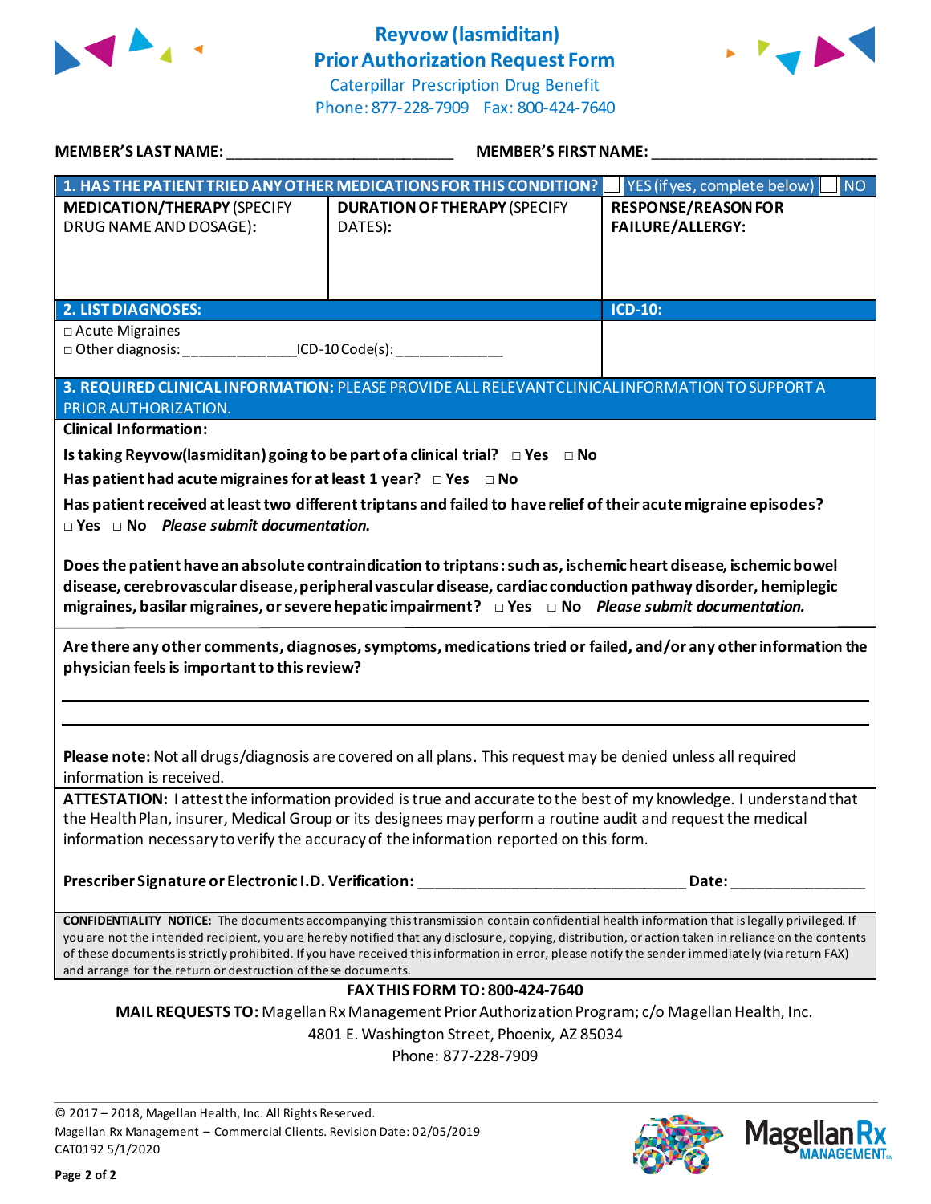# Reyvow (lasmiditan) Prior Authorization Request Form

Caterpillar Prescription Drug Benefit
Phone: 877-228-7909 Fax: 800-424-7640

**MEMBER'S LAST NAME:** ___________________________ **MEMBER'S FIRST NAME:** ___________________________

| **1. HAS THE PATIENT TRIED ANY OTHER MEDICATIONS FOR THIS CONDITION?** | | ☐ YES (if yes, complete below) ☐ NO |
|---|---|---|
| **MEDICATION/THERAPY** (SPECIFY DRUG NAME AND DOSAGE): | **DURATION OF THERAPY** (SPECIFY DATES): | **RESPONSE/REASON FOR FAILURE/ALLERGY:** |
| | | |

| **2. LIST DIAGNOSES:** | **ICD-10:** |
|---|---|
| □ Acute Migraines<br>□ Other diagnosis: ______________ICD-10 Code(s): _____________ | |

**3. REQUIRED CLINICAL INFORMATION:** PLEASE PROVIDE ALL RELEVANT CLINICAL INFORMATION TO SUPPORT A PRIOR AUTHORIZATION.

**Clinical Information:**

**Is taking Reyvow(lasmiditan) going to be part of a clinical trial?** □ **Yes** □ **No**

**Has patient had acute migraines for at least 1 year?** □ **Yes** □ **No**

**Has patient received at least two different triptans and failed to have relief of their acute migraine episodes?**
□ **Yes** □ **No** ***Please submit documentation.***

**Does the patient have an absolute contraindication to triptans: such as, ischemic heart disease, ischemic bowel disease, cerebrovascular disease, peripheral vascular disease, cardiac conduction pathway disorder, hemiplegic migraines, basilar migraines, or severe hepatic impairment?** □ **Yes** □ **No** ***Please submit documentation.***

**Are there any other comments, diagnoses, symptoms, medications tried or failed, and/or any other information the physician feels is important to this review?**

_______________________________________________________________________________

_______________________________________________________________________________

**Please note:** Not all drugs/diagnosis are covered on all plans. This request may be denied unless all required information is received.

**ATTESTATION:** I attest the information provided is true and accurate to the best of my knowledge. I understand that the Health Plan, insurer, Medical Group or its designees may perform a routine audit and request the medical information necessary to verify the accuracy of the information reported on this form.

**Prescriber Signature or Electronic I.D. Verification:** ________________________________ **Date:** ________________

**CONFIDENTIALITY NOTICE:** The documents accompanying this transmission contain confidential health information that is legally privileged. If you are not the intended recipient, you are hereby notified that any disclosure, copying, distribution, or action taken in reliance on the contents of these documents is strictly prohibited. If you have received this information in error, please notify the sender immediately (via return FAX) and arrange for the return or destruction of these documents.

**FAX THIS FORM TO: 800-424-7640**

**MAIL REQUESTS TO:** Magellan Rx Management Prior Authorization Program; c/o Magellan Health, Inc.
4801 E. Washington Street, Phoenix, AZ 85034
Phone: 877-228-7909

© 2017 – 2018, Magellan Health, Inc. All Rights Reserved.
Magellan Rx Management – Commercial Clients. Revision Date: 02/05/2019
CAT0192 5/1/2020